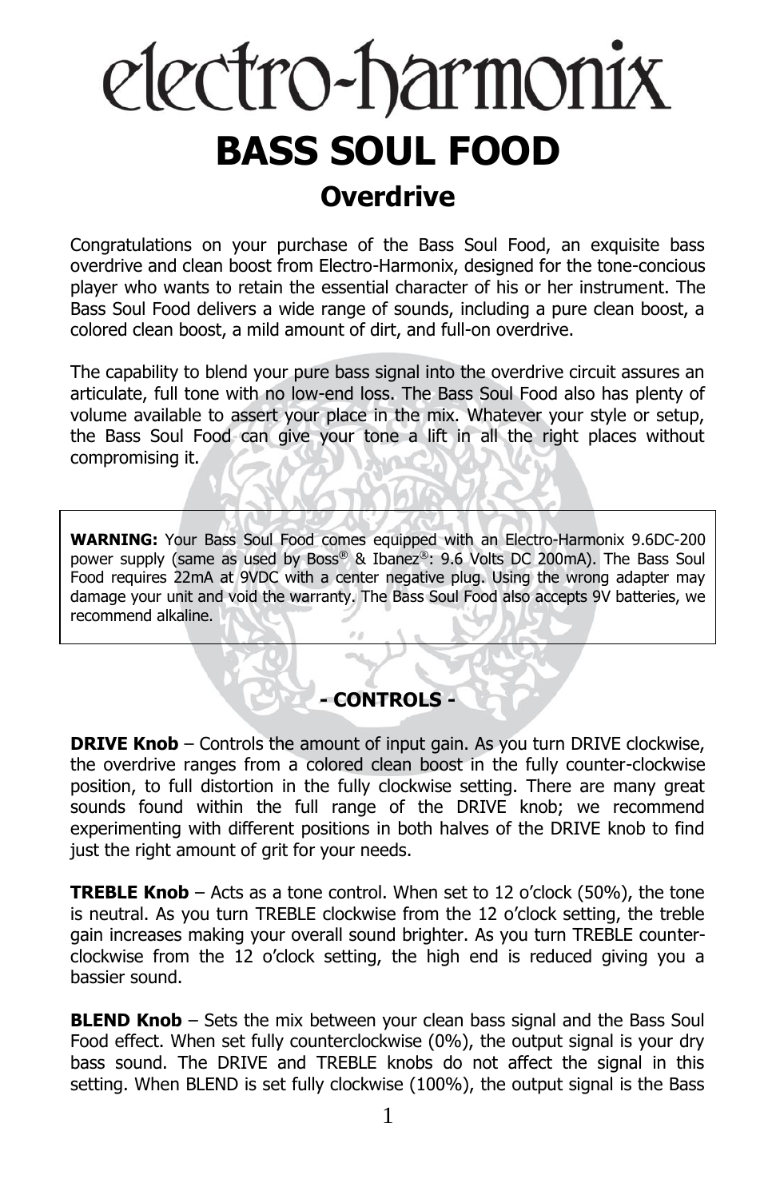# electro-harmonix

# BASS SOUL FOOD

## Overdrive

Congratulations on your purchase of the Bass Soul Food, an exquisite bass overdrive and clean boost from Electro-Harmonix, designed for the tone-concious player who wants to retain the essential character of his or her instrument. The Bass Soul Food delivers a wide range of sounds, including a pure clean boost, a colored clean boost, a mild amount of dirt, and full-on overdrive.

The capability to blend your pure bass signal into the overdrive circuit assures an articulate, full tone with no low-end loss. The Bass Soul Food also has plenty of volume available to assert your place in the mix. Whatever your style or setup, the Bass Soul Food can give your tone a lift in all the right places without compromising it.

**WARNING:** Your Bass Soul Food comes equipped with an Electro-Harmonix 9.6DC-200 power supply (same as used by Boss® & Ibanez®: 9.6 Volts DC 200mA). The Bass Soul Food requires 22mA at 9VDC with a center negative plug. Using the wrong adapter may damage your unit and void the warranty. The Bass Soul Food also accepts 9V batteries, we recommend alkaline.

### - CONTROLS -

**DRIVE Knob** – Controls the amount of input gain. As you turn DRIVE clockwise, the overdrive ranges from a colored clean boost in the fully counter-clockwise position, to full distortion in the fully clockwise setting. There are many great sounds found within the full range of the DRIVE knob; we recommend experimenting with different positions in both halves of the DRIVE knob to find just the right amount of grit for your needs.

**TREBLE Knob** – Acts as a tone control. When set to 12 o'clock (50%), the tone is neutral. As you turn TREBLE clockwise from the 12 o'clock setting, the treble gain increases making your overall sound brighter. As you turn TREBLE counter-clockwise from the 12 o'clock setting, the high end is reduced giving you a bassier sound.

**BLEND Knob** – Sets the mix between your clean bass signal and the Bass Soul Food effect. When set fully counterclockwise (0%), the output signal is your dry bass sound. The DRIVE and TREBLE knobs do not affect the signal in this setting. When BLEND is set fully clockwise (100%), the output signal is the Bass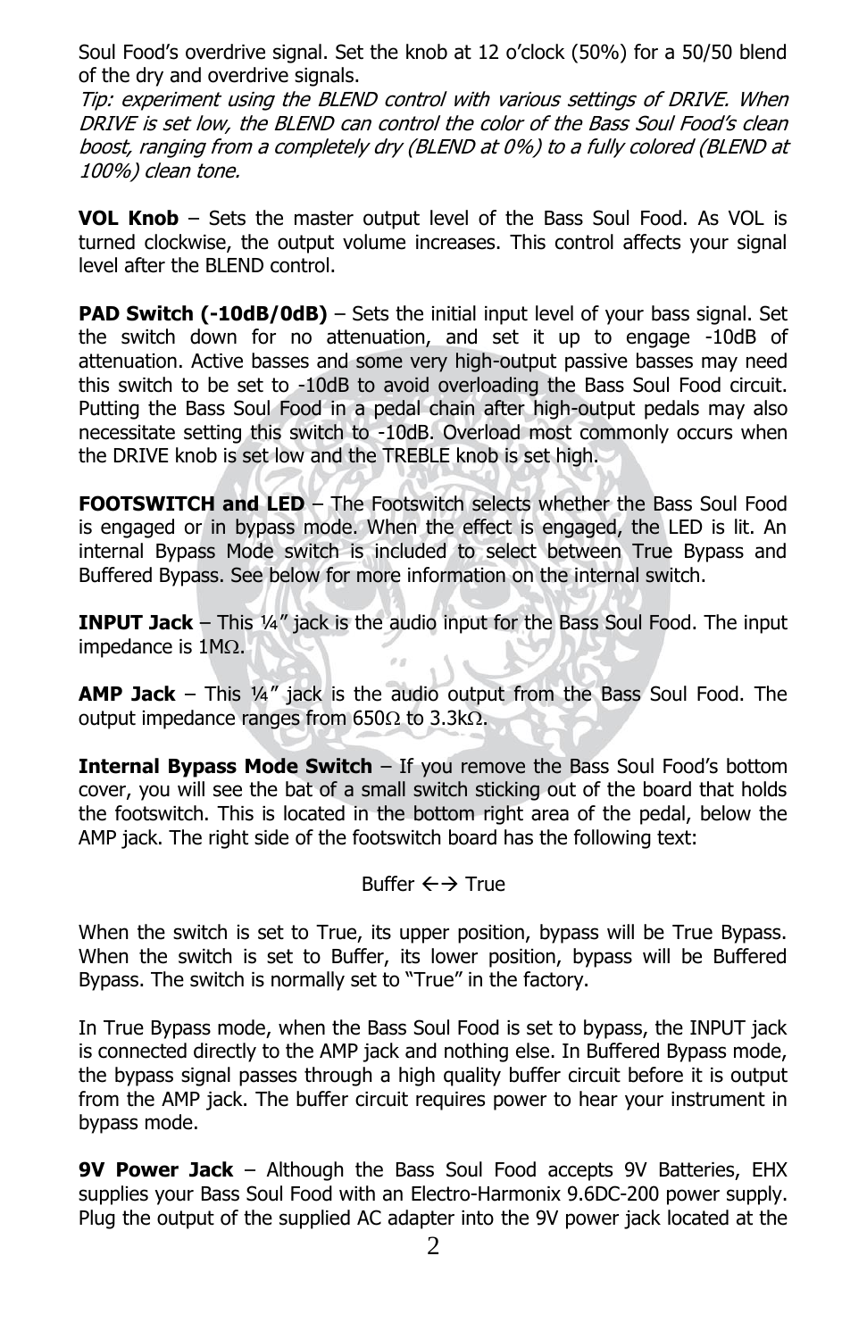Soul Food's overdrive signal. Set the knob at 12 o'clock (50%) for a 50/50 blend of the dry and overdrive signals.

*Tip: experiment using the BLEND control with various settings of DRIVE. When DRIVE is set low, the BLEND can control the color of the Bass Soul Food's clean boost, ranging from a completely dry (BLEND at 0%) to a fully colored (BLEND at 100%) clean tone.*

**VOL Knob** – Sets the master output level of the Bass Soul Food. As VOL is turned clockwise, the output volume increases. This control affects your signal level after the BLEND control.

**PAD Switch (-10dB/0dB)** – Sets the initial input level of your bass signal. Set the switch down for no attenuation, and set it up to engage -10dB of attenuation. Active basses and some very high-output passive basses may need this switch to be set to -10dB to avoid overloading the Bass Soul Food circuit. Putting the Bass Soul Food in a pedal chain after high-output pedals may also necessitate setting this switch to -10dB. Overload most commonly occurs when the DRIVE knob is set low and the TREBLE knob is set high.

**FOOTSWITCH and LED** – The Footswitch selects whether the Bass Soul Food is engaged or in bypass mode. When the effect is engaged, the LED is lit. An internal Bypass Mode switch is included to select between True Bypass and Buffered Bypass. See below for more information on the internal switch.

**INPUT Jack** – This ¼" jack is the audio input for the Bass Soul Food. The input impedance is 1MΩ.

**AMP Jack** – This ¼" jack is the audio output from the Bass Soul Food. The output impedance ranges from 650Ω to 3.3kΩ.

**Internal Bypass Mode Switch** – If you remove the Bass Soul Food's bottom cover, you will see the bat of a small switch sticking out of the board that holds the footswitch. This is located in the bottom right area of the pedal, below the AMP jack. The right side of the footswitch board has the following text:

Buffer ←→ True

When the switch is set to True, its upper position, bypass will be True Bypass. When the switch is set to Buffer, its lower position, bypass will be Buffered Bypass. The switch is normally set to "True" in the factory.

In True Bypass mode, when the Bass Soul Food is set to bypass, the INPUT jack is connected directly to the AMP jack and nothing else. In Buffered Bypass mode, the bypass signal passes through a high quality buffer circuit before it is output from the AMP jack. The buffer circuit requires power to hear your instrument in bypass mode.

**9V Power Jack** – Although the Bass Soul Food accepts 9V Batteries, EHX supplies your Bass Soul Food with an Electro-Harmonix 9.6DC-200 power supply. Plug the output of the supplied AC adapter into the 9V power jack located at the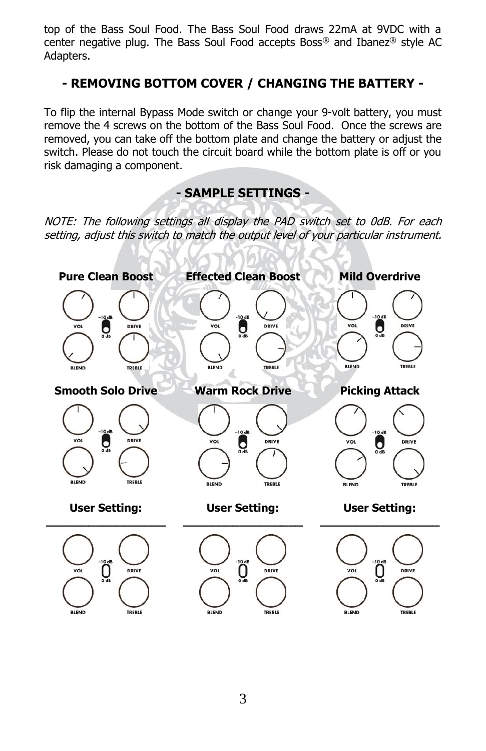top of the Bass Soul Food. The Bass Soul Food draws 22mA at 9VDC with a center negative plug. The Bass Soul Food accepts Boss® and Ibanez® style AC Adapters.

## - REMOVING BOTTOM COVER / CHANGING THE BATTERY -

To flip the internal Bypass Mode switch or change your 9-volt battery, you must remove the 4 screws on the bottom of the Bass Soul Food. Once the screws are removed, you can take off the bottom plate and change the battery or adjust the switch. Please do not touch the circuit board while the bottom plate is off or you risk damaging a component.

## - SAMPLE SETTINGS -

*NOTE: The following settings all display the PAD switch set to 0dB. For each setting, adjust this switch to match the output level of your particular instrument.*

**Pure Clean Boost** **Effected Clean Boost** **Mild Overdrive**

VOL DRIVE -10 dB 0 dB BLEND TREBLE

**Smooth Solo Drive** **Warm Rock Drive** **Picking Attack**

VOL DRIVE -10 dB 0 dB BLEND TREBLE

**User Setting:** ________________ **User Setting:** ________________ **User Setting:** ________________

VOL DRIVE -10 dB 0 dB BLEND TREBLE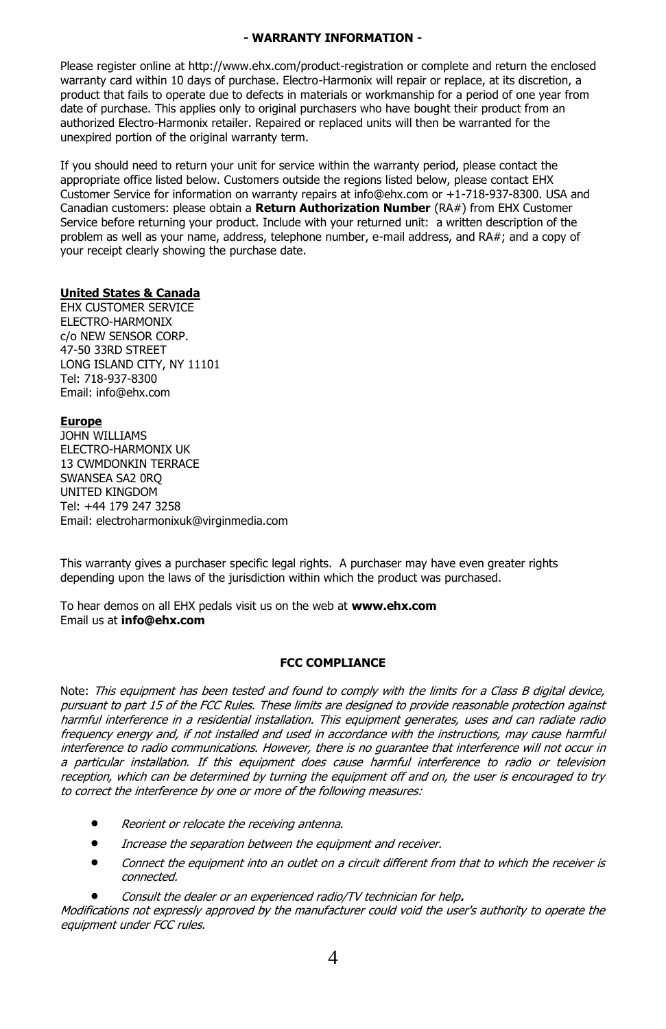## - WARRANTY INFORMATION -

Please register online at http://www.ehx.com/product-registration or complete and return the enclosed warranty card within 10 days of purchase. Electro-Harmonix will repair or replace, at its discretion, a product that fails to operate due to defects in materials or workmanship for a period of one year from date of purchase. This applies only to original purchasers who have bought their product from an authorized Electro-Harmonix retailer. Repaired or replaced units will then be warranted for the unexpired portion of the original warranty term.

If you should need to return your unit for service within the warranty period, please contact the appropriate office listed below. Customers outside the regions listed below, please contact EHX Customer Service for information on warranty repairs at info@ehx.com or +1-718-937-8300. USA and Canadian customers: please obtain a **Return Authorization Number** (RA#) from EHX Customer Service before returning your product. Include with your returned unit: a written description of the problem as well as your name, address, telephone number, e-mail address, and RA#; and a copy of your receipt clearly showing the purchase date.

**United States & Canada**
EHX CUSTOMER SERVICE
ELECTRO-HARMONIX
c/o NEW SENSOR CORP.
47-50 33RD STREET
LONG ISLAND CITY, NY 11101
Tel: 718-937-8300
Email: info@ehx.com

**Europe**
JOHN WILLIAMS
ELECTRO-HARMONIX UK
13 CWMDONKIN TERRACE
SWANSEA SA2 0RQ
UNITED KINGDOM
Tel: +44 179 247 3258
Email: electroharmonixuk@virginmedia.com

This warranty gives a purchaser specific legal rights. A purchaser may have even greater rights depending upon the laws of the jurisdiction within which the product was purchased.

To hear demos on all EHX pedals visit us on the web at **www.ehx.com**
Email us at **info@ehx.com**

## FCC COMPLIANCE

Note: *This equipment has been tested and found to comply with the limits for a Class B digital device, pursuant to part 15 of the FCC Rules. These limits are designed to provide reasonable protection against harmful interference in a residential installation. This equipment generates, uses and can radiate radio frequency energy and, if not installed and used in accordance with the instructions, may cause harmful interference to radio communications. However, there is no guarantee that interference will not occur in a particular installation. If this equipment does cause harmful interference to radio or television reception, which can be determined by turning the equipment off and on, the user is encouraged to try to correct the interference by one or more of the following measures:*

- *Reorient or relocate the receiving antenna.*
- *Increase the separation between the equipment and receiver.*
- *Connect the equipment into an outlet on a circuit different from that to which the receiver is connected.*
- *Consult the dealer or an experienced radio/TV technician for help.*

*Modifications not expressly approved by the manufacturer could void the user's authority to operate the equipment under FCC rules.*